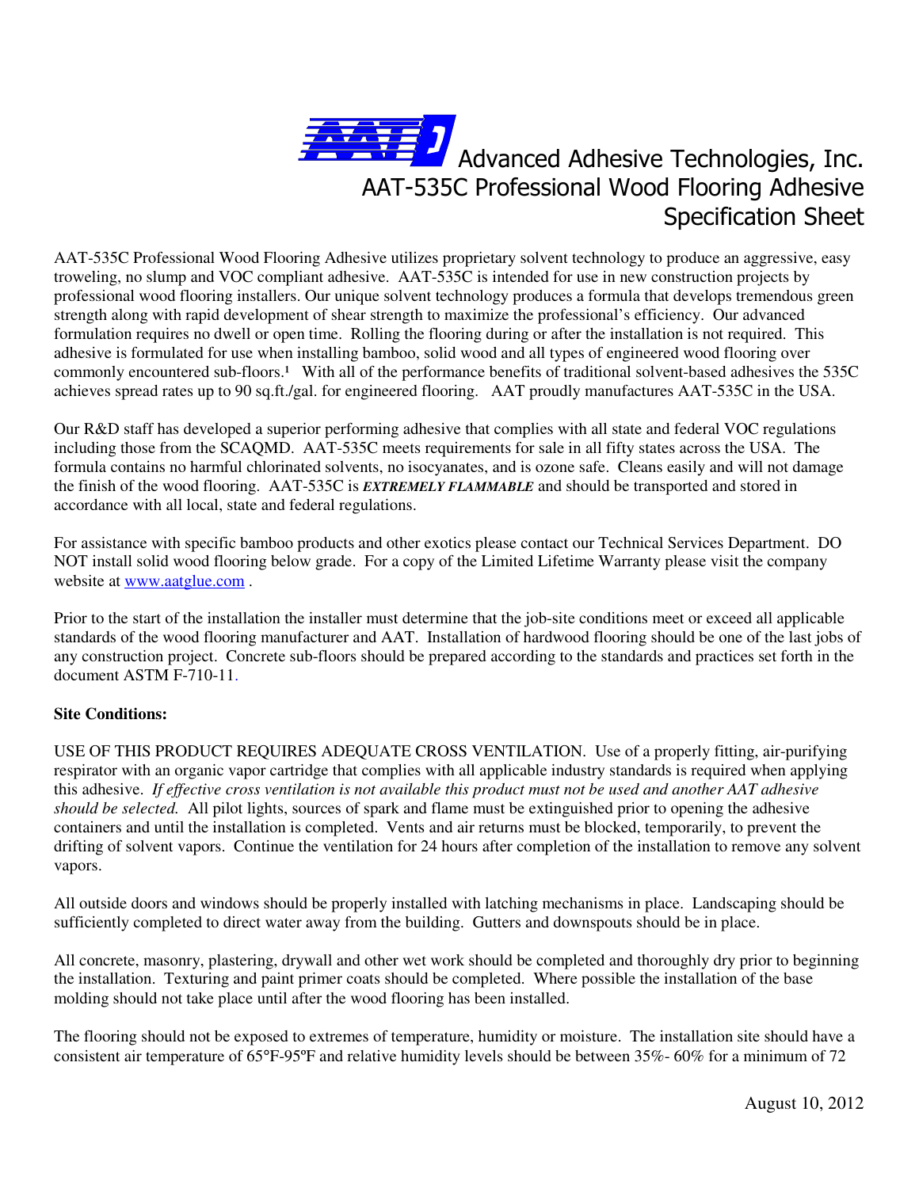# Advanced Adhesive Technologies, Inc.
## AAT-535C Professional Wood Flooring Adhesive
## Specification Sheet

AAT-535C Professional Wood Flooring Adhesive utilizes proprietary solvent technology to produce an aggressive, easy troweling, no slump and VOC compliant adhesive. AAT-535C is intended for use in new construction projects by professional wood flooring installers. Our unique solvent technology produces a formula that develops tremendous green strength along with rapid development of shear strength to maximize the professional's efficiency. Our advanced formulation requires no dwell or open time. Rolling the flooring during or after the installation is not required. This adhesive is formulated for use when installing bamboo, solid wood and all types of engineered wood flooring over commonly encountered sub-floors.[1] With all of the performance benefits of traditional solvent-based adhesives the 535C achieves spread rates up to 90 sq.ft./gal. for engineered flooring. AAT proudly manufactures AAT-535C in the USA.

Our R&D staff has developed a superior performing adhesive that complies with all state and federal VOC regulations including those from the SCAQMD. AAT-535C meets requirements for sale in all fifty states across the USA. The formula contains no harmful chlorinated solvents, no isocyanates, and is ozone safe. Cleans easily and will not damage the finish of the wood flooring. AAT-535C is ***EXTREMELY FLAMMABLE*** and should be transported and stored in accordance with all local, state and federal regulations.

For assistance with specific bamboo products and other exotics please contact our Technical Services Department. DO NOT install solid wood flooring below grade. For a copy of the Limited Lifetime Warranty please visit the company website at [www.aatglue.com](http://www.aatglue.com) .

Prior to the start of the installation the installer must determine that the job-site conditions meet or exceed all applicable standards of the wood flooring manufacturer and AAT. Installation of hardwood flooring should be one of the last jobs of any construction project. Concrete sub-floors should be prepared according to the standards and practices set forth in the document ASTM F-710-11.

**Site Conditions:**

USE OF THIS PRODUCT REQUIRES ADEQUATE CROSS VENTILATION. Use of a properly fitting, air-purifying respirator with an organic vapor cartridge that complies with all applicable industry standards is required when applying this adhesive. *If effective cross ventilation is not available this product must not be used and another AAT adhesive should be selected.* All pilot lights, sources of spark and flame must be extinguished prior to opening the adhesive containers and until the installation is completed. Vents and air returns must be blocked, temporarily, to prevent the drifting of solvent vapors. Continue the ventilation for 24 hours after completion of the installation to remove any solvent vapors.

All outside doors and windows should be properly installed with latching mechanisms in place. Landscaping should be sufficiently completed to direct water away from the building. Gutters and downspouts should be in place.

All concrete, masonry, plastering, drywall and other wet work should be completed and thoroughly dry prior to beginning the installation. Texturing and paint primer coats should be completed. Where possible the installation of the base molding should not take place until after the wood flooring has been installed.

The flooring should not be exposed to extremes of temperature, humidity or moisture. The installation site should have a consistent air temperature of 65°F-95°F and relative humidity levels should be between 35%- 60% for a minimum of 72

August 10, 2012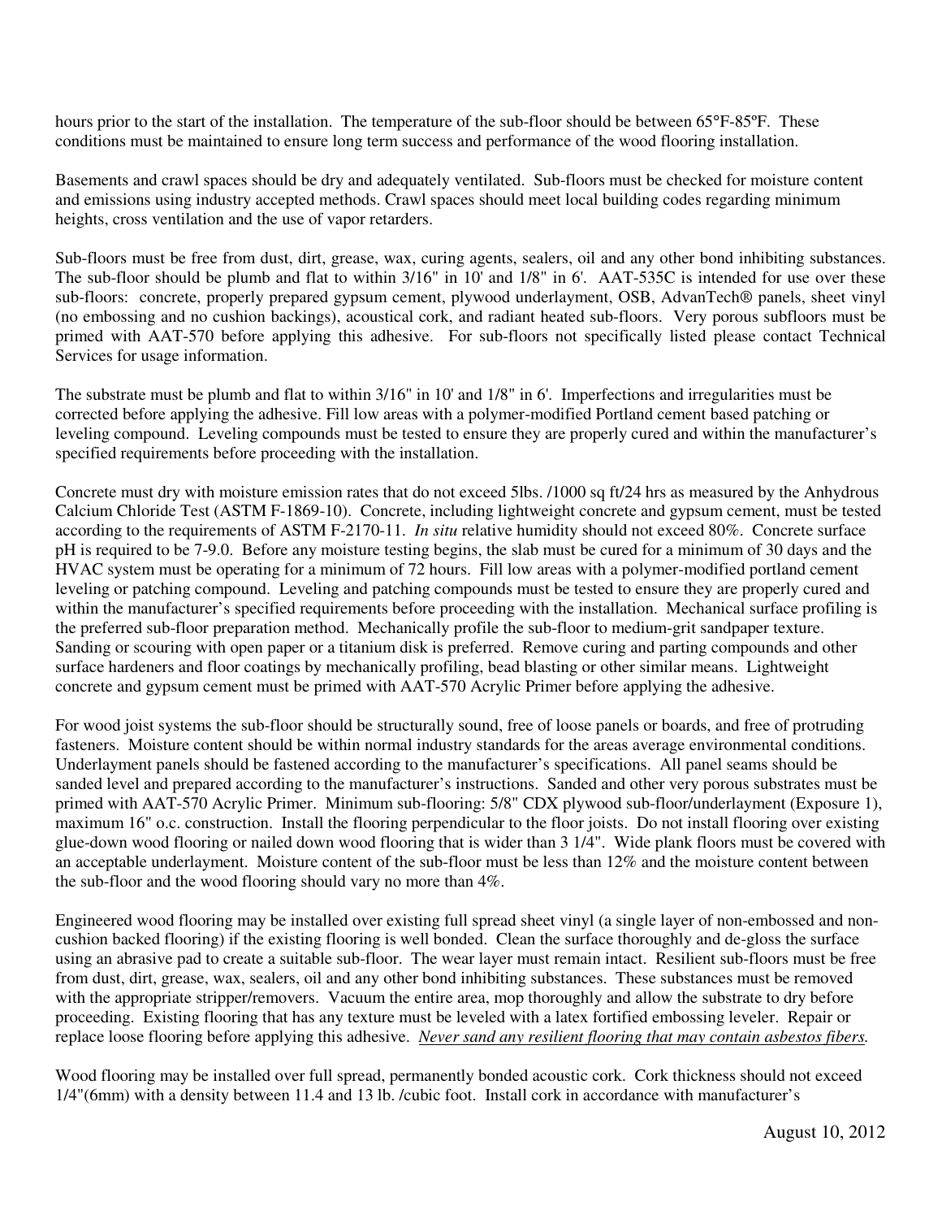hours prior to the start of the installation. The temperature of the sub-floor should be between 65°F-85ºF. These conditions must be maintained to ensure long term success and performance of the wood flooring installation.

Basements and crawl spaces should be dry and adequately ventilated. Sub-floors must be checked for moisture content and emissions using industry accepted methods. Crawl spaces should meet local building codes regarding minimum heights, cross ventilation and the use of vapor retarders.

Sub-floors must be free from dust, dirt, grease, wax, curing agents, sealers, oil and any other bond inhibiting substances. The sub-floor should be plumb and flat to within 3/16" in 10' and 1/8" in 6'. AAT-535C is intended for use over these sub-floors: concrete, properly prepared gypsum cement, plywood underlayment, OSB, AdvanTech® panels, sheet vinyl (no embossing and no cushion backings), acoustical cork, and radiant heated sub-floors. Very porous subfloors must be primed with AAT-570 before applying this adhesive. For sub-floors not specifically listed please contact Technical Services for usage information.

The substrate must be plumb and flat to within 3/16" in 10' and 1/8" in 6'. Imperfections and irregularities must be corrected before applying the adhesive. Fill low areas with a polymer-modified Portland cement based patching or leveling compound. Leveling compounds must be tested to ensure they are properly cured and within the manufacturer's specified requirements before proceeding with the installation.

Concrete must dry with moisture emission rates that do not exceed 5lbs. /1000 sq ft/24 hrs as measured by the Anhydrous Calcium Chloride Test (ASTM F-1869-10). Concrete, including lightweight concrete and gypsum cement, must be tested according to the requirements of ASTM F-2170-11. *In situ* relative humidity should not exceed 80%. Concrete surface pH is required to be 7-9.0. Before any moisture testing begins, the slab must be cured for a minimum of 30 days and the HVAC system must be operating for a minimum of 72 hours. Fill low areas with a polymer-modified portland cement leveling or patching compound. Leveling and patching compounds must be tested to ensure they are properly cured and within the manufacturer's specified requirements before proceeding with the installation. Mechanical surface profiling is the preferred sub-floor preparation method. Mechanically profile the sub-floor to medium-grit sandpaper texture. Sanding or scouring with open paper or a titanium disk is preferred. Remove curing and parting compounds and other surface hardeners and floor coatings by mechanically profiling, bead blasting or other similar means. Lightweight concrete and gypsum cement must be primed with AAT-570 Acrylic Primer before applying the adhesive.

For wood joist systems the sub-floor should be structurally sound, free of loose panels or boards, and free of protruding fasteners. Moisture content should be within normal industry standards for the areas average environmental conditions. Underlayment panels should be fastened according to the manufacturer's specifications. All panel seams should be sanded level and prepared according to the manufacturer's instructions. Sanded and other very porous substrates must be primed with AAT-570 Acrylic Primer. Minimum sub-flooring: 5/8" CDX plywood sub-floor/underlayment (Exposure 1), maximum 16" o.c. construction. Install the flooring perpendicular to the floor joists. Do not install flooring over existing glue-down wood flooring or nailed down wood flooring that is wider than 3 1/4". Wide plank floors must be covered with an acceptable underlayment. Moisture content of the sub-floor must be less than 12% and the moisture content between the sub-floor and the wood flooring should vary no more than 4%.

Engineered wood flooring may be installed over existing full spread sheet vinyl (a single layer of non-embossed and non-cushion backed flooring) if the existing flooring is well bonded. Clean the surface thoroughly and de-gloss the surface using an abrasive pad to create a suitable sub-floor. The wear layer must remain intact. Resilient sub-floors must be free from dust, dirt, grease, wax, sealers, oil and any other bond inhibiting substances. These substances must be removed with the appropriate stripper/removers. Vacuum the entire area, mop thoroughly and allow the substrate to dry before proceeding. Existing flooring that has any texture must be leveled with a latex fortified embossing leveler. Repair or replace loose flooring before applying this adhesive. <u>*Never sand any resilient flooring that may contain asbestos fibers.*</u>

Wood flooring may be installed over full spread, permanently bonded acoustic cork. Cork thickness should not exceed 1/4"(6mm) with a density between 11.4 and 13 lb. /cubic foot. Install cork in accordance with manufacturer's

August 10, 2012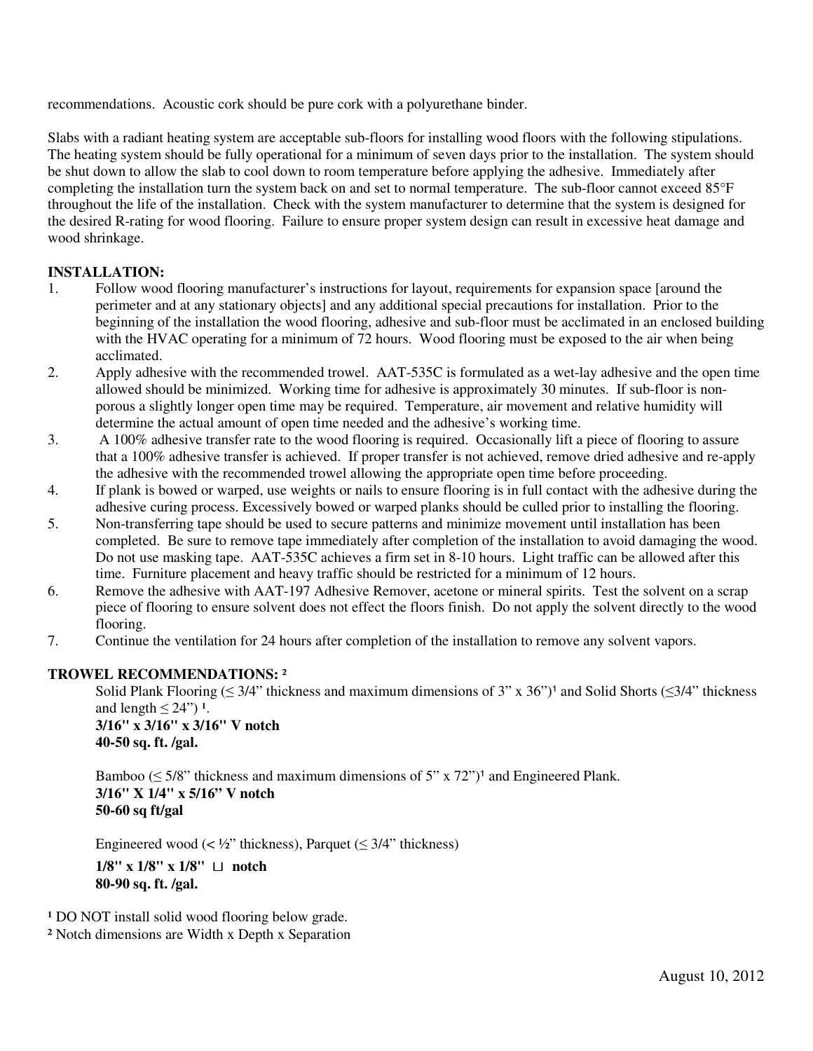recommendations. Acoustic cork should be pure cork with a polyurethane binder.

Slabs with a radiant heating system are acceptable sub-floors for installing wood floors with the following stipulations. The heating system should be fully operational for a minimum of seven days prior to the installation. The system should be shut down to allow the slab to cool down to room temperature before applying the adhesive. Immediately after completing the installation turn the system back on and set to normal temperature. The sub-floor cannot exceed 85°F throughout the life of the installation. Check with the system manufacturer to determine that the system is designed for the desired R-rating for wood flooring. Failure to ensure proper system design can result in excessive heat damage and wood shrinkage.

**INSTALLATION:**

1. Follow wood flooring manufacturer's instructions for layout, requirements for expansion space [around the perimeter and at any stationary objects] and any additional special precautions for installation. Prior to the beginning of the installation the wood flooring, adhesive and sub-floor must be acclimated in an enclosed building with the HVAC operating for a minimum of 72 hours. Wood flooring must be exposed to the air when being acclimated.
2. Apply adhesive with the recommended trowel. AAT-535C is formulated as a wet-lay adhesive and the open time allowed should be minimized. Working time for adhesive is approximately 30 minutes. If sub-floor is non-porous a slightly longer open time may be required. Temperature, air movement and relative humidity will determine the actual amount of open time needed and the adhesive's working time.
3. A 100% adhesive transfer rate to the wood flooring is required. Occasionally lift a piece of flooring to assure that a 100% adhesive transfer is achieved. If proper transfer is not achieved, remove dried adhesive and re-apply the adhesive with the recommended trowel allowing the appropriate open time before proceeding.
4. If plank is bowed or warped, use weights or nails to ensure flooring is in full contact with the adhesive during the adhesive curing process. Excessively bowed or warped planks should be culled prior to installing the flooring.
5. Non-transferring tape should be used to secure patterns and minimize movement until installation has been completed. Be sure to remove tape immediately after completion of the installation to avoid damaging the wood. Do not use masking tape. AAT-535C achieves a firm set in 8-10 hours. Light traffic can be allowed after this time. Furniture placement and heavy traffic should be restricted for a minimum of 12 hours.
6. Remove the adhesive with AAT-197 Adhesive Remover, acetone or mineral spirits. Test the solvent on a scrap piece of flooring to ensure solvent does not effect the floors finish. Do not apply the solvent directly to the wood flooring.
7. Continue the ventilation for 24 hours after completion of the installation to remove any solvent vapors.

**TROWEL RECOMMENDATIONS:** [2]

Solid Plank Flooring (≤ 3/4" thickness and maximum dimensions of 3" x 36")[1] and Solid Shorts (≤3/4" thickness and length ≤ 24") [1].
**3/16" x 3/16" x 3/16" V notch**
**40-50 sq. ft. /gal.**

Bamboo (≤ 5/8" thickness and maximum dimensions of 5" x 72")[1] and Engineered Plank.
**3/16" X 1/4" x 5/16" V notch**
**50-60 sq ft/gal**

Engineered wood (< ½" thickness), Parquet (≤ 3/4" thickness)
**1/8" x 1/8" x 1/8" ⊔ notch**
**80-90 sq. ft. /gal.**

[1] DO NOT install solid wood flooring below grade.
[2] Notch dimensions are Width x Depth x Separation

August 10, 2012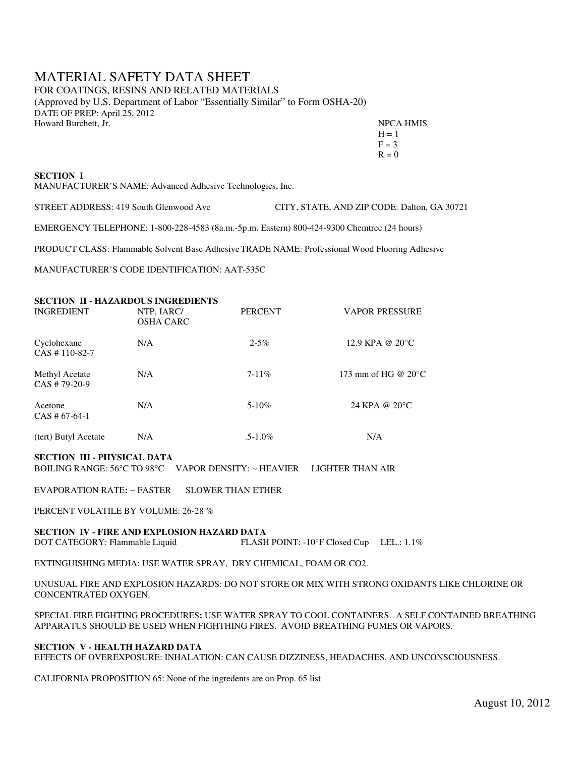# MATERIAL SAFETY DATA SHEET

FOR COATINGS, RESINS AND RELATED MATERIALS
(Approved by U.S. Department of Labor "Essentially Similar" to Form OSHA-20)
DATE OF PREP: April 25, 2012
Howard Burchett, Jr.

NPCA HMIS
H = 1
F = 3
R = 0

**SECTION I**

MANUFACTURER'S NAME: Advanced Adhesive Technologies, Inc.

STREET ADDRESS: 419 South Glenwood Ave CITY, STATE, AND ZIP CODE: Dalton, GA 30721

EMERGENCY TELEPHONE: 1-800-228-4583 (8a.m.-5p.m. Eastern) 800-424-9300 Chemtrec (24 hours)

PRODUCT CLASS: Flammable Solvent Base Adhesive TRADE NAME: Professional Wood Flooring Adhesive

MANUFACTURER'S CODE IDENTIFICATION: AAT-535C

**SECTION II - HAZARDOUS INGREDIENTS**

| INGREDIENT | NTP, IARC/ OSHA CARC | PERCENT | VAPOR PRESSURE |
|---|---|---|---|
| Cyclohexane CAS # 110-82-7 | N/A | 2-5% | 12.9 KPA @ 20°C |
| Methyl Acetate CAS # 79-20-9 | N/A | 7-11% | 173 mm of HG @ 20°C |
| Acetone CAS # 67-64-1 | N/A | 5-10% | 24 KPA @ 20°C |
| (tert) Butyl Acetate | N/A | .5-1.0% | N/A |

**SECTION III - PHYSICAL DATA**

BOILING RANGE: 56°C TO 98°C VAPOR DENSITY: ~ HEAVIER LIGHTER THAN AIR

EVAPORATION RATE**:** ~ FASTER SLOWER THAN ETHER

PERCENT VOLATILE BY VOLUME: 26-28 %

**SECTION IV - FIRE AND EXPLOSION HAZARD DATA**

DOT CATEGORY: Flammable Liquid FLASH POINT: -10°F Closed Cup LEL.: 1.1%

EXTINGUISHING MEDIA: USE WATER SPRAY, DRY CHEMICAL, FOAM OR CO2.

UNUSUAL FIRE AND EXPLOSION HAZARDS: DO NOT STORE OR MIX WITH STRONG OXIDANTS LIKE CHLORINE OR CONCENTRATED OXYGEN.

SPECIAL FIRE FIGHTING PROCEDURES**:** USE WATER SPRAY TO COOL CONTAINERS. A SELF CONTAINED BREATHING APPARATUS SHOULD BE USED WHEN FIGHTHING FIRES. AVOID BREATHING FUMES OR VAPORS.

**SECTION V - HEALTH HAZARD DATA**

EFFECTS OF OVEREXPOSURE: INHALATION: CAN CAUSE DIZZINESS, HEADACHES, AND UNCONSCIOUSNESS.

CALIFORNIA PROPOSITION 65: None of the ingredients are on Prop. 65 list

August 10, 2012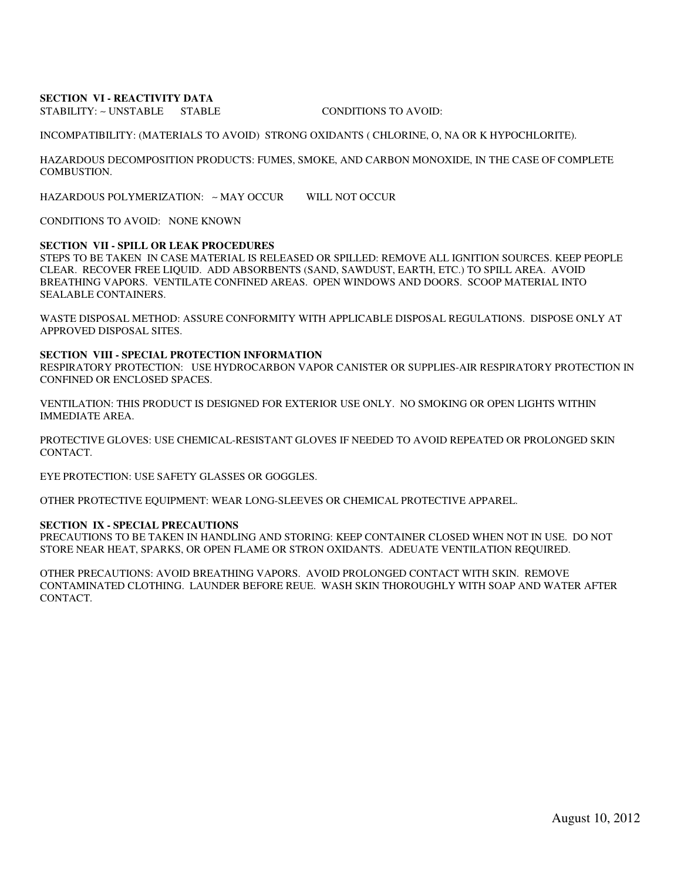**SECTION VI - REACTIVITY DATA**

STABILITY: ~ UNSTABLE STABLE CONDITIONS TO AVOID:

INCOMPATIBILITY: (MATERIALS TO AVOID) STRONG OXIDANTS ( CHLORINE, O, NA OR K HYPOCHLORITE).

HAZARDOUS DECOMPOSITION PRODUCTS: FUMES, SMOKE, AND CARBON MONOXIDE, IN THE CASE OF COMPLETE COMBUSTION.

HAZARDOUS POLYMERIZATION: ~ MAY OCCUR WILL NOT OCCUR

CONDITIONS TO AVOID: NONE KNOWN

**SECTION VII - SPILL OR LEAK PROCEDURES**

STEPS TO BE TAKEN IN CASE MATERIAL IS RELEASED OR SPILLED: REMOVE ALL IGNITION SOURCES. KEEP PEOPLE CLEAR. RECOVER FREE LIQUID. ADD ABSORBENTS (SAND, SAWDUST, EARTH, ETC.) TO SPILL AREA. AVOID BREATHING VAPORS. VENTILATE CONFINED AREAS. OPEN WINDOWS AND DOORS. SCOOP MATERIAL INTO SEALABLE CONTAINERS.

WASTE DISPOSAL METHOD: ASSURE CONFORMITY WITH APPLICABLE DISPOSAL REGULATIONS. DISPOSE ONLY AT APPROVED DISPOSAL SITES.

**SECTION VIII - SPECIAL PROTECTION INFORMATION**

RESPIRATORY PROTECTION: USE HYDROCARBON VAPOR CANISTER OR SUPPLIES-AIR RESPIRATORY PROTECTION IN CONFINED OR ENCLOSED SPACES.

VENTILATION: THIS PRODUCT IS DESIGNED FOR EXTERIOR USE ONLY. NO SMOKING OR OPEN LIGHTS WITHIN IMMEDIATE AREA.

PROTECTIVE GLOVES: USE CHEMICAL-RESISTANT GLOVES IF NEEDED TO AVOID REPEATED OR PROLONGED SKIN CONTACT.

EYE PROTECTION: USE SAFETY GLASSES OR GOGGLES.

OTHER PROTECTIVE EQUIPMENT: WEAR LONG-SLEEVES OR CHEMICAL PROTECTIVE APPAREL.

**SECTION IX - SPECIAL PRECAUTIONS**

PRECAUTIONS TO BE TAKEN IN HANDLING AND STORING: KEEP CONTAINER CLOSED WHEN NOT IN USE. DO NOT STORE NEAR HEAT, SPARKS, OR OPEN FLAME OR STRON OXIDANTS. ADEUATE VENTILATION REQUIRED.

OTHER PRECAUTIONS: AVOID BREATHING VAPORS. AVOID PROLONGED CONTACT WITH SKIN. REMOVE CONTAMINATED CLOTHING. LAUNDER BEFORE REUE. WASH SKIN THOROUGHLY WITH SOAP AND WATER AFTER CONTACT.

August 10, 2012